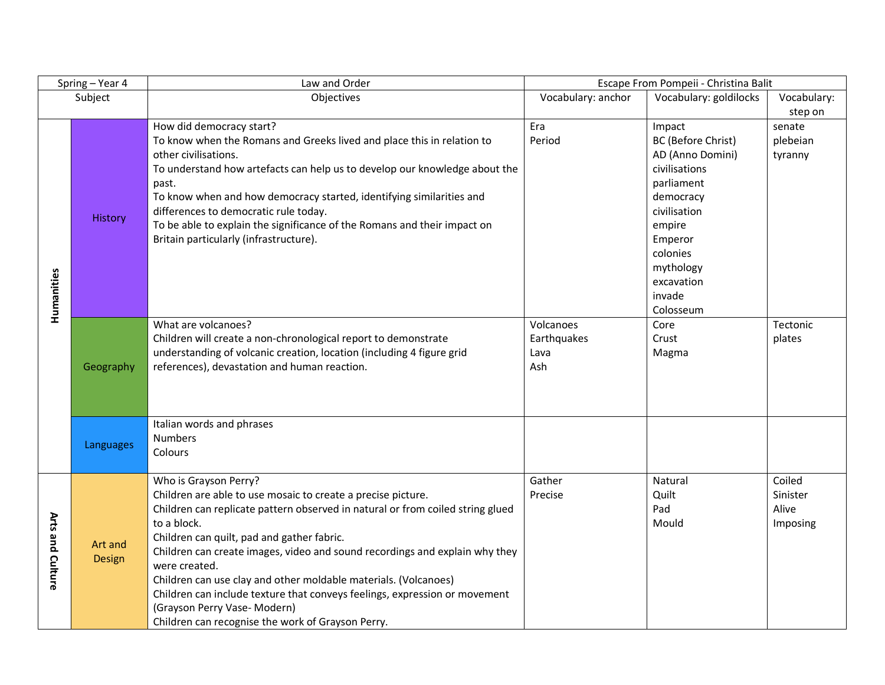| Spring – Year 4 | | Law and Order | Escape From Pompeii - Christina Balit | | |
|---|---|---|---|---|---|
| Subject | | Objectives | Vocabulary: anchor | Vocabulary: goldilocks | Vocabulary: step on |
| Humanities | History | How did democracy start?<br>To know when the Romans and Greeks lived and place this in relation to other civilisations.<br>To understand how artefacts can help us to develop our knowledge about the past.<br>To know when and how democracy started, identifying similarities and differences to democratic rule today.<br>To be able to explain the significance of the Romans and their impact on Britain particularly (infrastructure). | Era<br>Period | Impact<br>BC (Before Christ)<br>AD (Anno Domini)<br>civilisations<br>parliament<br>democracy<br>civilisation<br>empire<br>Emperor<br>colonies<br>mythology<br>excavation<br>invade<br>Colosseum | senate<br>plebeian<br>tyranny |
| | Geography | What are volcanoes?<br>Children will create a non-chronological report to demonstrate understanding of volcanic creation, location (including 4 figure grid references), devastation and human reaction. | Volcanoes<br>Earthquakes<br>Lava<br>Ash | Core<br>Crust<br>Magma | Tectonic plates |
| | Languages | Italian words and phrases<br>Numbers<br>Colours | | | |
| Arts and Culture | Art and Design | Who is Grayson Perry?<br>Children are able to use mosaic to create a precise picture.<br>Children can replicate pattern observed in natural or from coiled string glued to a block.<br>Children can quilt, pad and gather fabric.<br>Children can create images, video and sound recordings and explain why they were created.<br>Children can use clay and other moldable materials. (Volcanoes)<br>Children can include texture that conveys feelings, expression or movement (Grayson Perry Vase- Modern)<br>Children can recognise the work of Grayson Perry. | Gather<br>Precise | Natural<br>Quilt<br>Pad<br>Mould | Coiled<br>Sinister<br>Alive<br>Imposing |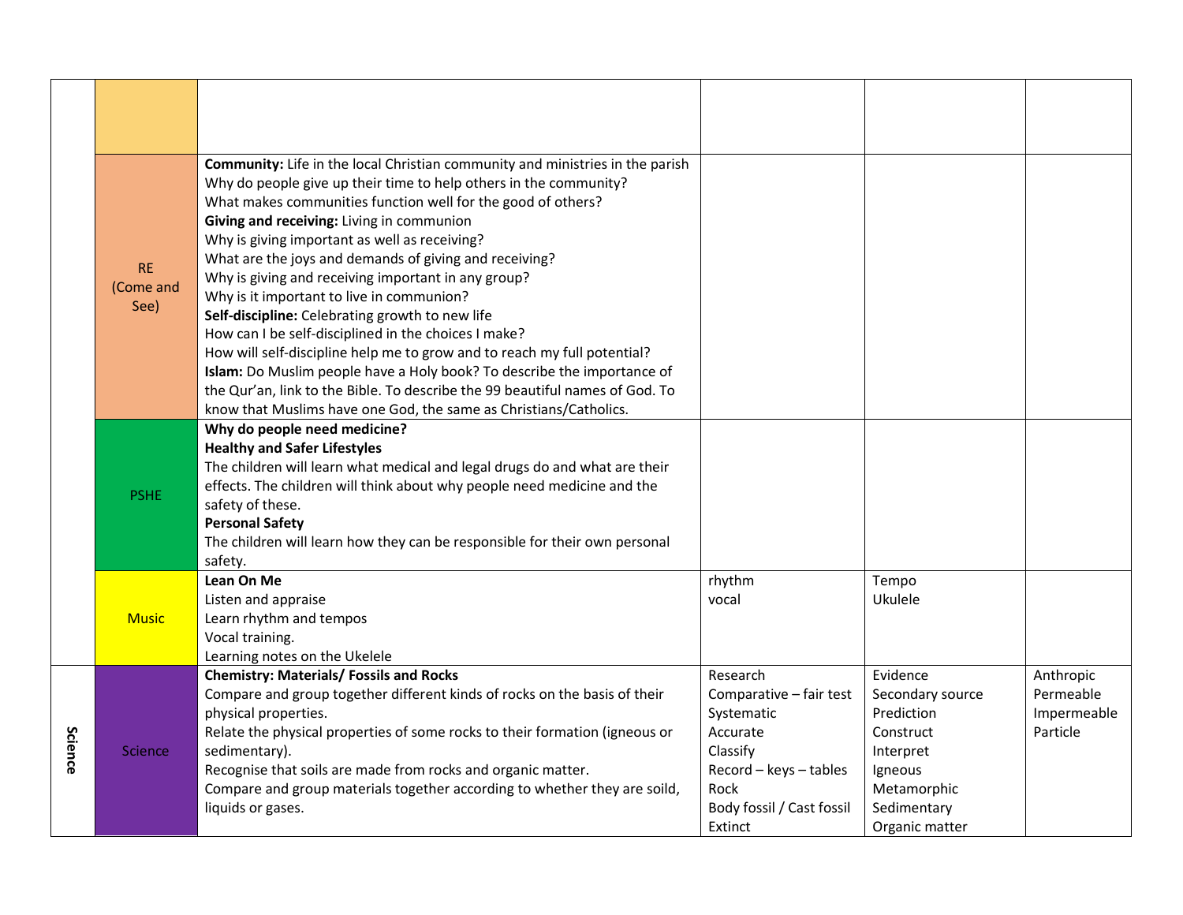|  |  |  |  |  |  |
|---|---|---|---|---|---|
|  |  |  |  |  |  |
|  | RE (Come and See) | **Community:** Life in the local Christian community and ministries in the parish<br>Why do people give up their time to help others in the community?<br>What makes communities function well for the good of others?<br>**Giving and receiving:** Living in communion<br>Why is giving important as well as receiving?<br>What are the joys and demands of giving and receiving?<br>Why is giving and receiving important in any group?<br>Why is it important to live in communion?<br>**Self-discipline:** Celebrating growth to new life<br>How can I be self-disciplined in the choices I make?<br>How will self-discipline help me to grow and to reach my full potential?<br>**Islam:** Do Muslim people have a Holy book? To describe the importance of the Qur'an, link to the Bible. To describe the 99 beautiful names of God. To know that Muslims have one God, the same as Christians/Catholics. |  |  |  |
|  | PSHE | **Why do people need medicine?**<br>**Healthy and Safer Lifestyles**<br>The children will learn what medical and legal drugs do and what are their effects. The children will think about why people need medicine and the safety of these.<br>**Personal Safety**<br>The children will learn how they can be responsible for their own personal safety. |  |  |  |
|  | Music | **Lean On Me**<br>Listen and appraise<br>Learn rhythm and tempos<br>Vocal training.<br>Learning notes on the Ukelele | rhythm<br>vocal | Tempo<br>Ukulele |  |
| Science | Science | **Chemistry: Materials/ Fossils and Rocks**<br>Compare and group together different kinds of rocks on the basis of their physical properties.<br>Relate the physical properties of some rocks to their formation (igneous or sedimentary).<br>Recognise that soils are made from rocks and organic matter.<br>Compare and group materials together according to whether they are soild, liquids or gases. | Research<br>Comparative – fair test<br>Systematic<br>Accurate<br>Classify<br>Record – keys – tables<br>Rock<br>Body fossil / Cast fossil<br>Extinct | Evidence<br>Secondary source<br>Prediction<br>Construct<br>Interpret<br>Igneous<br>Metamorphic<br>Sedimentary<br>Organic matter | Anthropic<br>Permeable<br>Impermeable<br>Particle |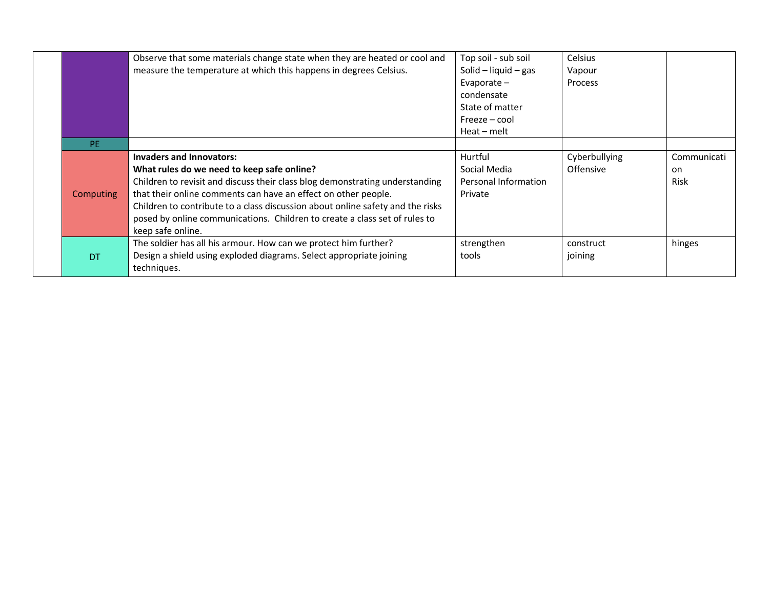| | | | | | |
|---|---|---|---|---|---|
| | | Observe that some materials change state when they are heated or cool and measure the temperature at which this happens in degrees Celsius. | Top soil - sub soil<br>Solid – liquid – gas<br>Evaporate – condensate<br>State of matter<br>Freeze – cool<br>Heat – melt | Celsius<br>Vapour<br>Process | |
| | PE | | | | |
| | Computing | **Invaders and Innovators:**<br>**What rules do we need to keep safe online?**<br>Children to revisit and discuss their class blog demonstrating understanding that their online comments can have an effect on other people.<br>Children to contribute to a class discussion about online safety and the risks posed by online communications. Children to create a class set of rules to keep safe online. | Hurtful<br>Social Media<br>Personal Information<br>Private | Cyberbullying<br>Offensive | Communication<br>Risk |
| | DT | The soldier has all his armour. How can we protect him further?<br>Design a shield using exploded diagrams. Select appropriate joining techniques. | strengthen<br>tools | construct<br>joining | hinges |